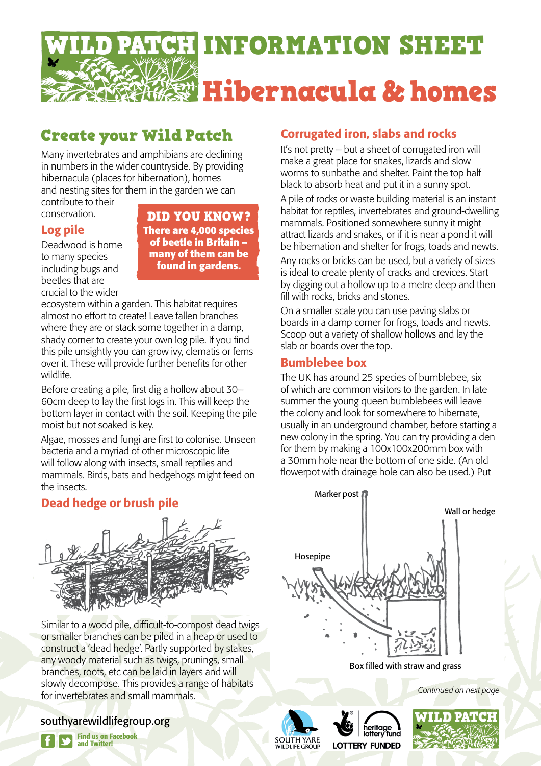# WILD PATCH INFORMATION SHEET

# Hibernacula & homes

## Create your Wild Patch

Many invertebrates and amphibians are declining in numbers in the wider countryside. By providing hibernacula (places for hibernation), homes and nesting sites for them in the garden we can contribute to their conservation.

> **DID YOU KNOW?**
> **There are 4,000 species of beetle in Britain – many of them can be found in gardens.**

### Log pile

Deadwood is home to many species including bugs and beetles that are crucial to the wider ecosystem within a garden. This habitat requires almost no effort to create! Leave fallen branches where they are or stack some together in a damp, shady corner to create your own log pile. If you find this pile unsightly you can grow ivy, clematis or ferns over it. These will provide further benefits for other wildlife.

Before creating a pile, first dig a hollow about 30–60cm deep to lay the first logs in. This will keep the bottom layer in contact with the soil. Keeping the pile moist but not soaked is key.

Algae, mosses and fungi are first to colonise. Unseen bacteria and a myriad of other microscopic life will follow along with insects, small reptiles and mammals. Birds, bats and hedgehogs might feed on the insects.

### Dead hedge or brush pile

Similar to a wood pile, difficult-to-compost dead twigs or smaller branches can be piled in a heap or used to construct a 'dead hedge'. Partly supported by stakes, any woody material such as twigs, prunings, small branches, roots, etc can be laid in layers and will slowly decompose. This provides a range of habitats for invertebrates and small mammals.

### Corrugated iron, slabs and rocks

It's not pretty – but a sheet of corrugated iron will make a great place for snakes, lizards and slow worms to sunbathe and shelter. Paint the top half black to absorb heat and put it in a sunny spot.

A pile of rocks or waste building material is an instant habitat for reptiles, invertebrates and ground-dwelling mammals. Positioned somewhere sunny it might attract lizards and snakes, or if it is near a pond it will be hibernation and shelter for frogs, toads and newts.

Any rocks or bricks can be used, but a variety of sizes is ideal to create plenty of cracks and crevices. Start by digging out a hollow up to a metre deep and then fill with rocks, bricks and stones.

On a smaller scale you can use paving slabs or boards in a damp corner for frogs, toads and newts. Scoop out a variety of shallow hollows and lay the slab or boards over the top.

### Bumblebee box

The UK has around 25 species of bumblebee, six of which are common visitors to the garden. In late summer the young queen bumblebees will leave the colony and look for somewhere to hibernate, usually in an underground chamber, before starting a new colony in the spring. You can try providing a den for them by making a 100x100x200mm box with a 30mm hole near the bottom of one side. (An old flowerpot with drainage hole can also be used.) Put

Marker post

Wall or hedge

Hosepipe

Box filled with straw and grass

*Continued on next page*

southyarewildlifegroup.org

**Find us on Facebook and Twitter!**

SOUTH YARE WILDLIFE GROUP · heritage lottery fund LOTTERY FUNDED · WILD PATCH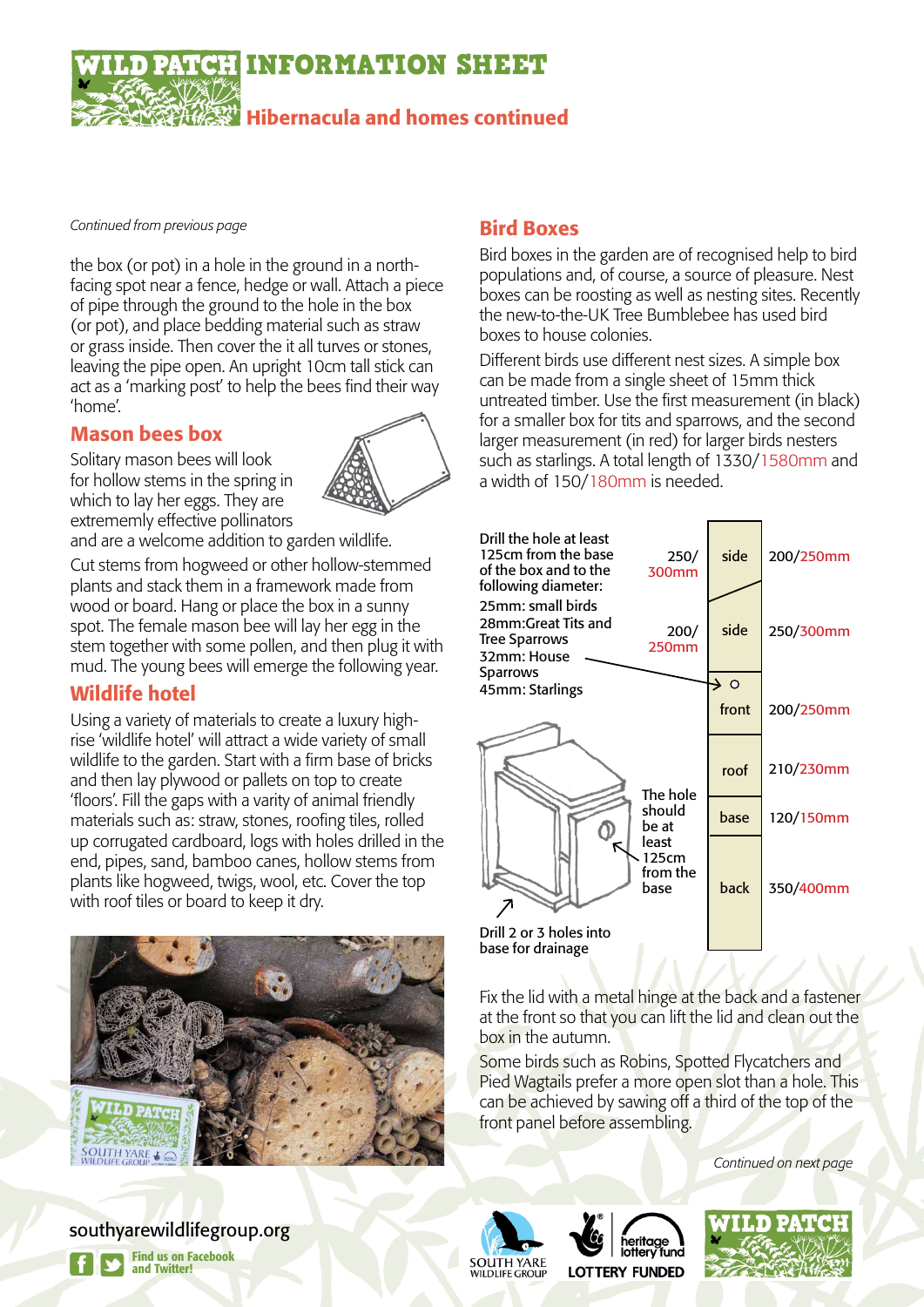# WILD PATCH INFORMATION SHEET

## Hibernacula and homes continued

*Continued from previous page*

the box (or pot) in a hole in the ground in a north-facing spot near a fence, hedge or wall. Attach a piece of pipe through the ground to the hole in the box (or pot), and place bedding material such as straw or grass inside. Then cover the it all turves or stones, leaving the pipe open. An upright 10cm tall stick can act as a 'marking post' to help the bees find their way 'home'.

### Mason bees box

Solitary mason bees will look for hollow stems in the spring in which to lay her eggs. They are extrememly effective pollinators and are a welcome addition to garden wildlife.

Cut stems from hogweed or other hollow-stemmed plants and stack them in a framework made from wood or board. Hang or place the box in a sunny spot. The female mason bee will lay her egg in the stem together with some pollen, and then plug it with mud. The young bees will emerge the following year.

### Wildlife hotel

Using a variety of materials to create a luxury high-rise 'wildlife hotel' will attract a wide variety of small wildlife to the garden. Start with a firm base of bricks and then lay plywood or pallets on top to create 'floors'. Fill the gaps with a varity of animal friendly materials such as: straw, stones, roofing tiles, rolled up corrugated cardboard, logs with holes drilled in the end, pipes, sand, bamboo canes, hollow stems from plants like hogweed, twigs, wool, etc. Cover the top with roof tiles or board to keep it dry.

### Bird Boxes

Bird boxes in the garden are of recognised help to bird populations and, of course, a source of pleasure. Nest boxes can be roosting as well as nesting sites. Recently the new-to-the-UK Tree Bumblebee has used bird boxes to house colonies.

Different birds use different nest sizes. A simple box can be made from a single sheet of 15mm thick untreated timber. Use the first measurement (in black) for a smaller box for tits and sparrows, and the second larger measurement (in red) for larger birds nesters such as starlings. A total length of 1330/1580mm and a width of 150/180mm is needed.

Drill the hole at least 125cm from the base of the box and to the following diameter:

- 25mm: small birds
- 28mm: Great Tits and Tree Sparrows
- 32mm: House Sparrows
- 45mm: Starlings

| Panel | Length (small/large) | Side height |
|---|---|---|
| side | 200/250mm | 250/300mm |
| side | 250/300mm | 200/250mm |
| front | 200/250mm | |
| roof | 210/230mm | |
| base | 120/150mm | |
| back | 350/400mm | |

The hole should be at least 125cm from the base

Drill 2 or 3 holes into base for drainage

Fix the lid with a metal hinge at the back and a fastener at the front so that you can lift the lid and clean out the box in the autumn.

Some birds such as Robins, Spotted Flycatchers and Pied Wagtails prefer a more open slot than a hole. This can be achieved by sawing off a third of the top of the front panel before assembling.

*Continued on next page*

southyarewildlifegroup.org

Find us on Facebook and Twitter!

SOUTH YARE WILDLIFE GROUP · heritage lottery fund LOTTERY FUNDED · WILD PATCH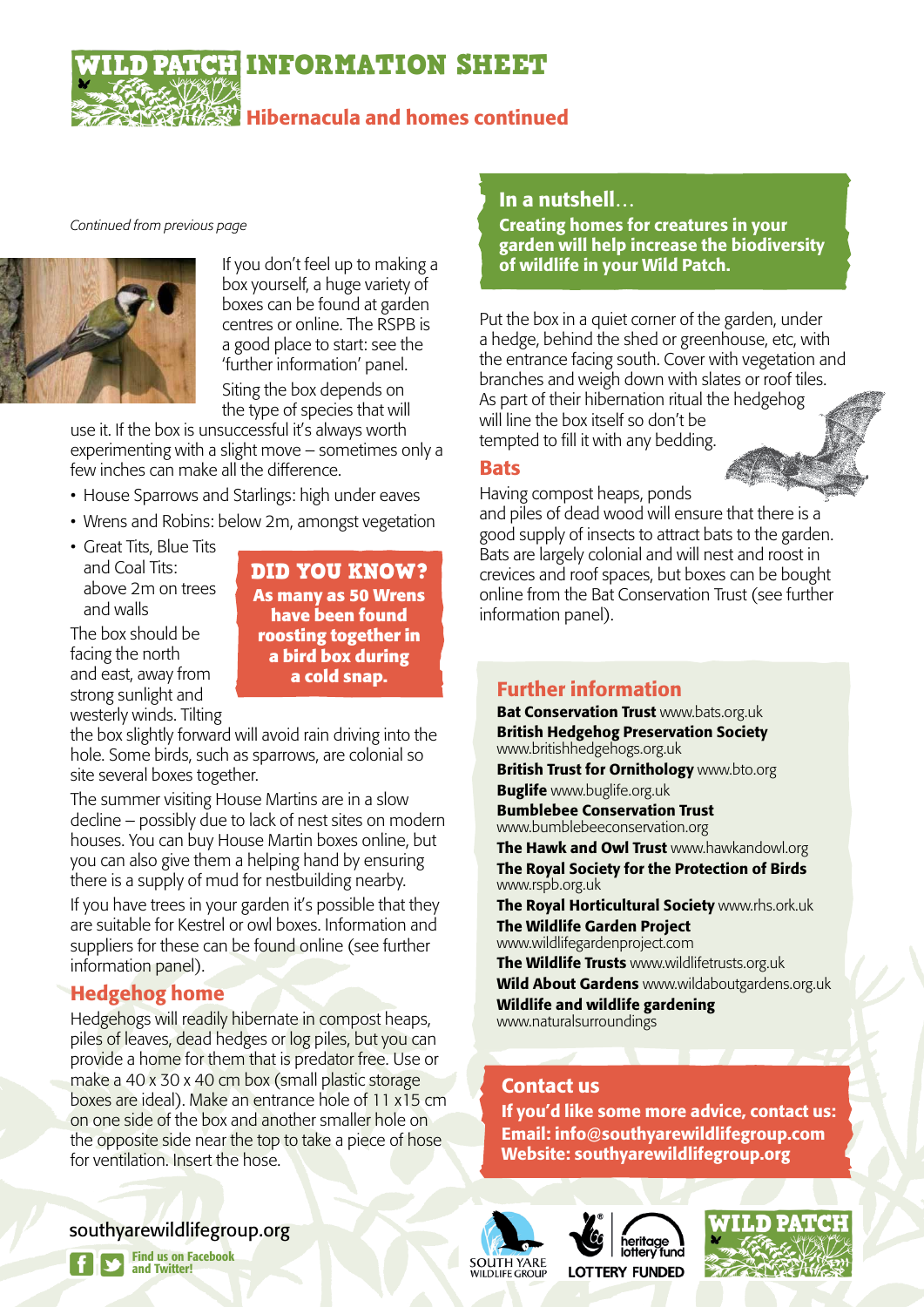# WILD PATCH INFORMATION SHEET

## Hibernacula and homes continued

*Continued from previous page*

If you don't feel up to making a box yourself, a huge variety of boxes can be found at garden centres or online. The RSPB is a good place to start: see the 'further information' panel.

Siting the box depends on the type of species that will use it. If the box is unsuccessful it's always worth experimenting with a slight move – sometimes only a few inches can make all the difference.

- House Sparrows and Starlings: high under eaves
- Wrens and Robins: below 2m, amongst vegetation
- Great Tits, Blue Tits and Coal Tits: above 2m on trees and walls

**DID YOU KNOW?**
**As many as 50 Wrens have been found roosting together in a bird box during a cold snap.**

The box should be facing the north and east, away from strong sunlight and westerly winds. Tilting the box slightly forward will avoid rain driving into the hole. Some birds, such as sparrows, are colonial so site several boxes together.

The summer visiting House Martins are in a slow decline – possibly due to lack of nest sites on modern houses. You can buy House Martin boxes online, but you can also give them a helping hand by ensuring there is a supply of mud for nestbuilding nearby.

If you have trees in your garden it's possible that they are suitable for Kestrel or owl boxes. Information and suppliers for these can be found online (see further information panel).

## Hedgehog home

Hedgehogs will readily hibernate in compost heaps, piles of leaves, dead hedges or log piles, but you can provide a home for them that is predator free. Use or make a 40 x 30 x 40 cm box (small plastic storage boxes are ideal). Make an entrance hole of 11 x15 cm on one side of the box and another smaller hole on the opposite side near the top to take a piece of hose for ventilation. Insert the hose.

Put the box in a quiet corner of the garden, under a hedge, behind the shed or greenhouse, etc, with the entrance facing south. Cover with vegetation and branches and weigh down with slates or roof tiles. As part of their hibernation ritual the hedgehog will line the box itself so don't be tempted to fill it with any bedding.

**In a nutshell…**
**Creating homes for creatures in your garden will help increase the biodiversity of wildlife in your Wild Patch.**

## Bats

Having compost heaps, ponds and piles of dead wood will ensure that there is a good supply of insects to attract bats to the garden. Bats are largely colonial and will nest and roost in crevices and roof spaces, but boxes can be bought online from the Bat Conservation Trust (see further information panel).

## Further information

**Bat Conservation Trust** www.bats.org.uk
**British Hedgehog Preservation Society** www.britishhedgehogs.org.uk
**British Trust for Ornithology** www.bto.org
**Buglife** www.buglife.org.uk
**Bumblebee Conservation Trust** www.bumblebeeconservation.org
**The Hawk and Owl Trust** www.hawkandowl.org
**The Royal Society for the Protection of Birds** www.rspb.org.uk
**The Royal Horticultural Society** www.rhs.ork.uk
**The Wildlife Garden Project** www.wildlifegardenproject.com
**The Wildlife Trusts** www.wildlifetrusts.org.uk
**Wild About Gardens** www.wildaboutgardens.org.uk
**Wildlife and wildlife gardening** www.naturalsurroundings

## Contact us

**If you'd like some more advice, contact us:**
**Email: info@southyarewildlifegroup.com**
**Website: southyarewildlifegroup.org**

southyarewildlifegroup.org
Find us on Facebook and Twitter!

SOUTH YARE WILDLIFE GROUP — heritage lottery fund — LOTTERY FUNDED — WILD PATCH